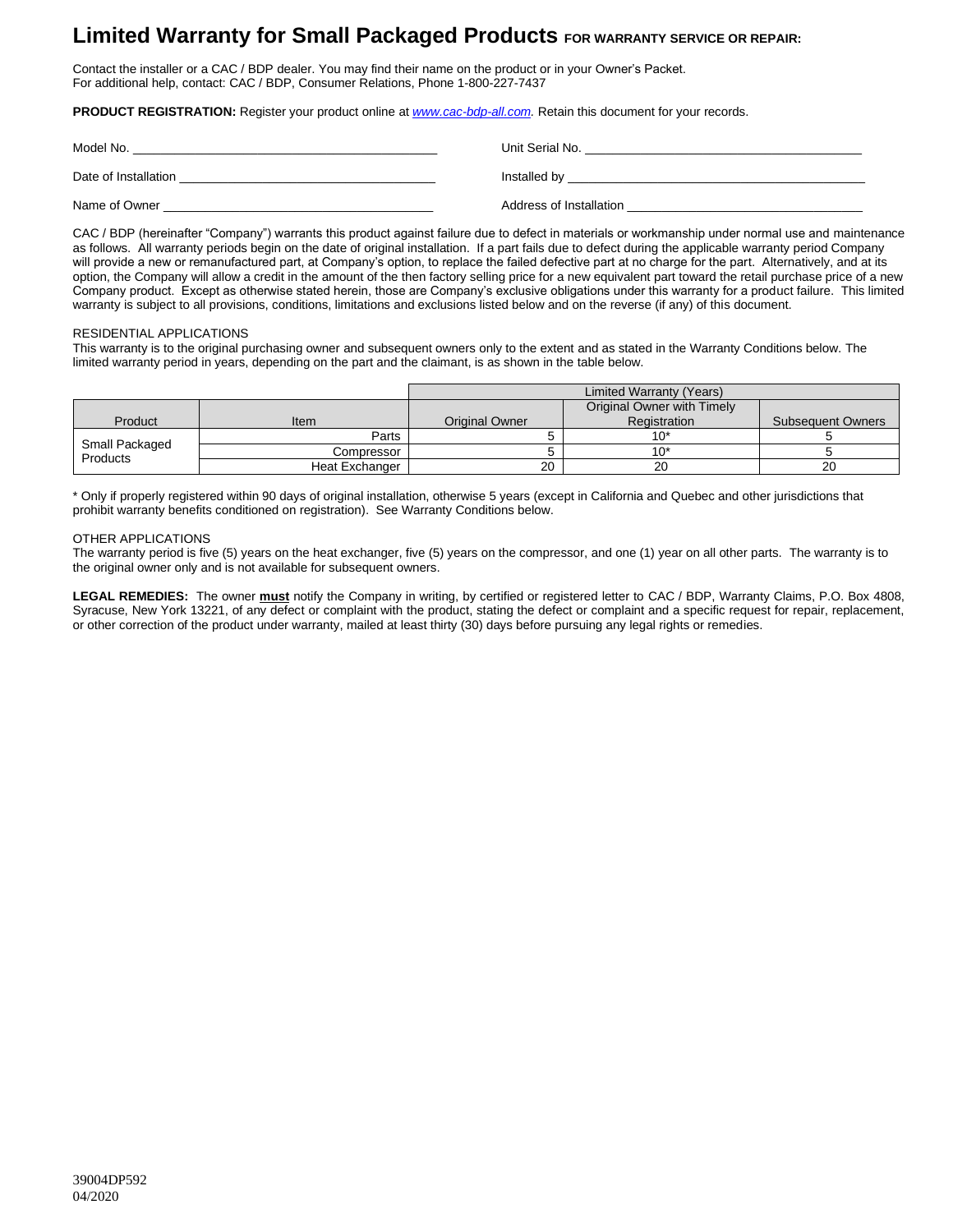# Limited Warranty for Small Packaged Products FOR WARRANTY SERVICE OR REPAIR:

Contact the installer or a CAC / BDP dealer. You may find their name on the product or in your Owner's Packet.
For additional help, contact: CAC / BDP, Consumer Relations, Phone 1-800-227-7437

**PRODUCT REGISTRATION:** Register your product online at *www.cac-bdp-all.com*. Retain this document for your records.

Model No. ____________________________________________ Unit Serial No. ________________________________________

Date of Installation _____________________________________ Installed by ____________________________________________

Name of Owner _______________________________________ Address of Installation ___________________________________

CAC / BDP (hereinafter "Company") warrants this product against failure due to defect in materials or workmanship under normal use and maintenance as follows. All warranty periods begin on the date of original installation. If a part fails due to defect during the applicable warranty period Company will provide a new or remanufactured part, at Company's option, to replace the failed defective part at no charge for the part. Alternatively, and at its option, the Company will allow a credit in the amount of the then factory selling price for a new equivalent part toward the retail purchase price of a new Company product. Except as otherwise stated herein, those are Company's exclusive obligations under this warranty for a product failure. This limited warranty is subject to all provisions, conditions, limitations and exclusions listed below and on the reverse (if any) of this document.

RESIDENTIAL APPLICATIONS

This warranty is to the original purchasing owner and subsequent owners only to the extent and as stated in the Warranty Conditions below. The limited warranty period in years, depending on the part and the claimant, is as shown in the table below.

| | | Limited Warranty (Years) | | |
|---|---|---|---|---|
| Product | Item | Original Owner | Original Owner with Timely Registration | Subsequent Owners |
| Small Packaged Products | Parts | 5 | 10* | 5 |
| | Compressor | 5 | 10* | 5 |
| | Heat Exchanger | 20 | 20 | 20 |

\* Only if properly registered within 90 days of original installation, otherwise 5 years (except in California and Quebec and other jurisdictions that prohibit warranty benefits conditioned on registration). See Warranty Conditions below.

OTHER APPLICATIONS

The warranty period is five (5) years on the heat exchanger, five (5) years on the compressor, and one (1) year on all other parts. The warranty is to the original owner only and is not available for subsequent owners.

**LEGAL REMEDIES:** The owner **must** notify the Company in writing, by certified or registered letter to CAC / BDP, Warranty Claims, P.O. Box 4808, Syracuse, New York 13221, of any defect or complaint with the product, stating the defect or complaint and a specific request for repair, replacement, or other correction of the product under warranty, mailed at least thirty (30) days before pursuing any legal rights or remedies.

39004DP592
04/2020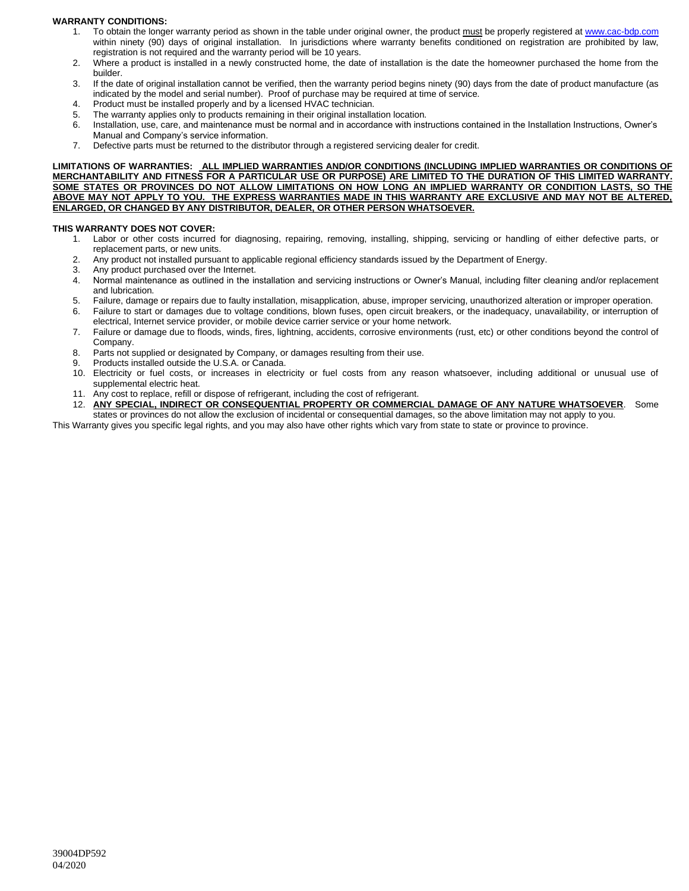**WARRANTY CONDITIONS:**

1. To obtain the longer warranty period as shown in the table under original owner, the product must be properly registered at www.cac-bdp.com within ninety (90) days of original installation. In jurisdictions where warranty benefits conditioned on registration are prohibited by law, registration is not required and the warranty period will be 10 years.
2. Where a product is installed in a newly constructed home, the date of installation is the date the homeowner purchased the home from the builder.
3. If the date of original installation cannot be verified, then the warranty period begins ninety (90) days from the date of product manufacture (as indicated by the model and serial number). Proof of purchase may be required at time of service.
4. Product must be installed properly and by a licensed HVAC technician.
5. The warranty applies only to products remaining in their original installation location.
6. Installation, use, care, and maintenance must be normal and in accordance with instructions contained in the Installation Instructions, Owner's Manual and Company's service information.
7. Defective parts must be returned to the distributor through a registered servicing dealer for credit.

**LIMITATIONS OF WARRANTIES: ALL IMPLIED WARRANTIES AND/OR CONDITIONS (INCLUDING IMPLIED WARRANTIES OR CONDITIONS OF MERCHANTABILITY AND FITNESS FOR A PARTICULAR USE OR PURPOSE) ARE LIMITED TO THE DURATION OF THIS LIMITED WARRANTY. SOME STATES OR PROVINCES DO NOT ALLOW LIMITATIONS ON HOW LONG AN IMPLIED WARRANTY OR CONDITION LASTS, SO THE ABOVE MAY NOT APPLY TO YOU. THE EXPRESS WARRANTIES MADE IN THIS WARRANTY ARE EXCLUSIVE AND MAY NOT BE ALTERED, ENLARGED, OR CHANGED BY ANY DISTRIBUTOR, DEALER, OR OTHER PERSON WHATSOEVER.**

**THIS WARRANTY DOES NOT COVER:**

1. Labor or other costs incurred for diagnosing, repairing, removing, installing, shipping, servicing or handling of either defective parts, or replacement parts, or new units.
2. Any product not installed pursuant to applicable regional efficiency standards issued by the Department of Energy.
3. Any product purchased over the Internet.
4. Normal maintenance as outlined in the installation and servicing instructions or Owner's Manual, including filter cleaning and/or replacement and lubrication.
5. Failure, damage or repairs due to faulty installation, misapplication, abuse, improper servicing, unauthorized alteration or improper operation.
6. Failure to start or damages due to voltage conditions, blown fuses, open circuit breakers, or the inadequacy, unavailability, or interruption of electrical, Internet service provider, or mobile device carrier service or your home network.
7. Failure or damage due to floods, winds, fires, lightning, accidents, corrosive environments (rust, etc) or other conditions beyond the control of Company.
8. Parts not supplied or designated by Company, or damages resulting from their use.
9. Products installed outside the U.S.A. or Canada.
10. Electricity or fuel costs, or increases in electricity or fuel costs from any reason whatsoever, including additional or unusual use of supplemental electric heat.
11. Any cost to replace, refill or dispose of refrigerant, including the cost of refrigerant.
12. **ANY SPECIAL, INDIRECT OR CONSEQUENTIAL PROPERTY OR COMMERCIAL DAMAGE OF ANY NATURE WHATSOEVER**. Some states or provinces do not allow the exclusion of incidental or consequential damages, so the above limitation may not apply to you.

This Warranty gives you specific legal rights, and you may also have other rights which vary from state to state or province to province.

39004DP592
04/2020